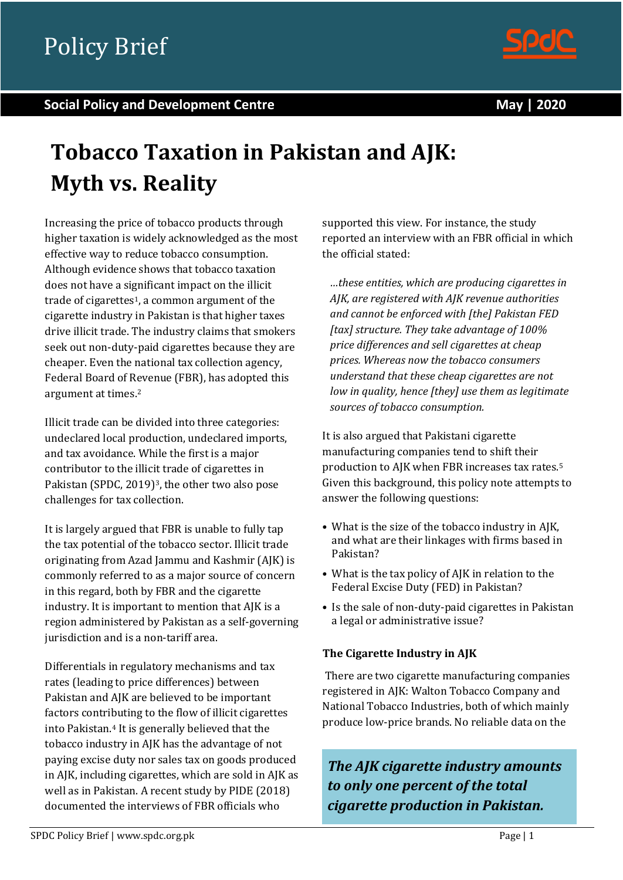Policy Brief

**Social Policy and Development Centre** **May | 2020**

# Tobacco Taxation in Pakistan and AJK: Myth vs. Reality

Increasing the price of tobacco products through higher taxation is widely acknowledged as the most effective way to reduce tobacco consumption. Although evidence shows that tobacco taxation does not have a significant impact on the illicit trade of cigarettes[1], a common argument of the cigarette industry in Pakistan is that higher taxes drive illicit trade. The industry claims that smokers seek out non-duty-paid cigarettes because they are cheaper. Even the national tax collection agency, Federal Board of Revenue (FBR), has adopted this argument at times.[2]

Illicit trade can be divided into three categories: undeclared local production, undeclared imports, and tax avoidance. While the first is a major contributor to the illicit trade of cigarettes in Pakistan (SPDC, 2019)[3], the other two also pose challenges for tax collection.

It is largely argued that FBR is unable to fully tap the tax potential of the tobacco sector. Illicit trade originating from Azad Jammu and Kashmir (AJK) is commonly referred to as a major source of concern in this regard, both by FBR and the cigarette industry. It is important to mention that AJK is a region administered by Pakistan as a self-governing jurisdiction and is a non-tariff area.

Differentials in regulatory mechanisms and tax rates (leading to price differences) between Pakistan and AJK are believed to be important factors contributing to the flow of illicit cigarettes into Pakistan.[4] It is generally believed that the tobacco industry in AJK has the advantage of not paying excise duty nor sales tax on goods produced in AJK, including cigarettes, which are sold in AJK as well as in Pakistan. A recent study by PIDE (2018) documented the interviews of FBR officials who supported this view. For instance, the study reported an interview with an FBR official in which the official stated:

> *...these entities, which are producing cigarettes in AJK, are registered with AJK revenue authorities and cannot be enforced with [the] Pakistan FED [tax] structure. They take advantage of 100% price differences and sell cigarettes at cheap prices. Whereas now the tobacco consumers understand that these cheap cigarettes are not low in quality, hence [they] use them as legitimate sources of tobacco consumption.*

It is also argued that Pakistani cigarette manufacturing companies tend to shift their production to AJK when FBR increases tax rates.[5] Given this background, this policy note attempts to answer the following questions:

- What is the size of the tobacco industry in AJK, and what are their linkages with firms based in Pakistan?
- What is the tax policy of AJK in relation to the Federal Excise Duty (FED) in Pakistan?
- Is the sale of non-duty-paid cigarettes in Pakistan a legal or administrative issue?

### The Cigarette Industry in AJK

There are two cigarette manufacturing companies registered in AJK: Walton Tobacco Company and National Tobacco Industries, both of which mainly produce low-price brands. No reliable data on the

> ***The AJK cigarette industry amounts to only one percent of the total cigarette production in Pakistan.***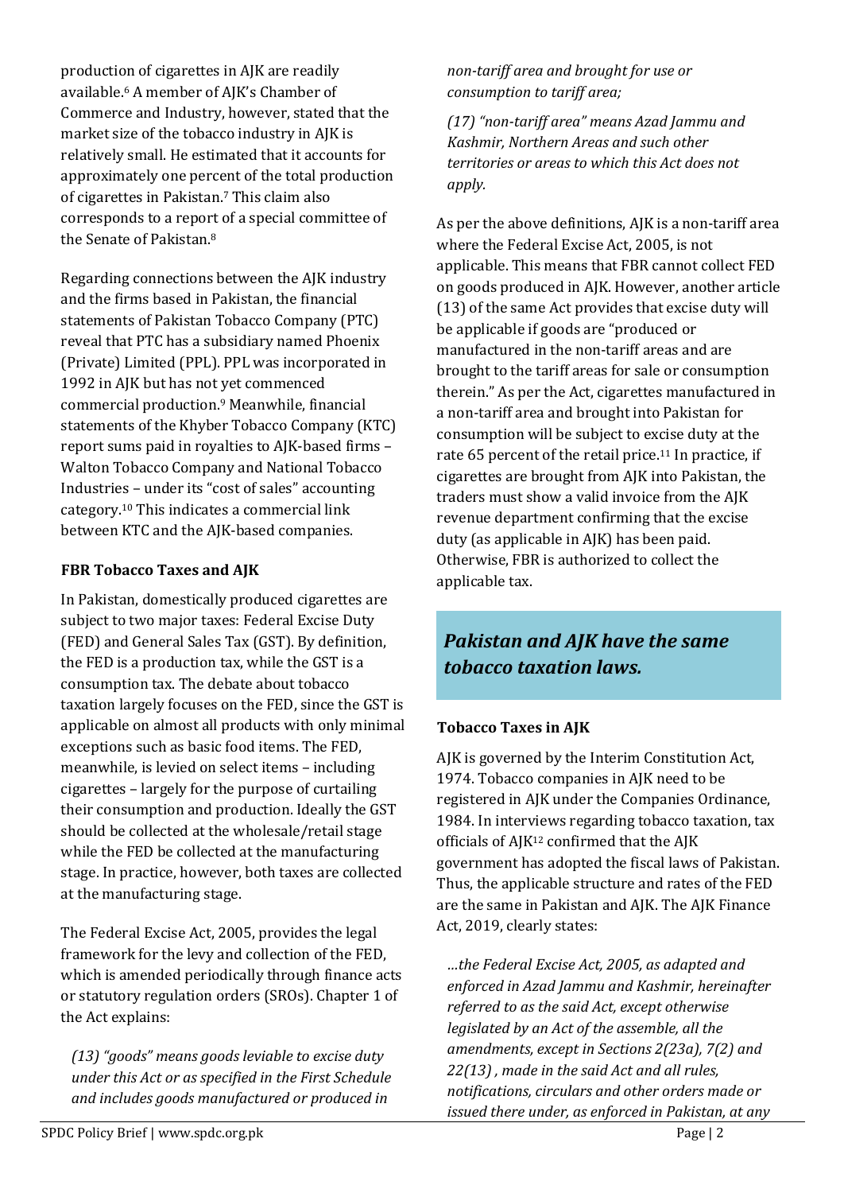production of cigarettes in AJK are readily available.[6] A member of AJK's Chamber of Commerce and Industry, however, stated that the market size of the tobacco industry in AJK is relatively small. He estimated that it accounts for approximately one percent of the total production of cigarettes in Pakistan.[7] This claim also corresponds to a report of a special committee of the Senate of Pakistan.[8]

Regarding connections between the AJK industry and the firms based in Pakistan, the financial statements of Pakistan Tobacco Company (PTC) reveal that PTC has a subsidiary named Phoenix (Private) Limited (PPL). PPL was incorporated in 1992 in AJK but has not yet commenced commercial production.[9] Meanwhile, financial statements of the Khyber Tobacco Company (KTC) report sums paid in royalties to AJK-based firms – Walton Tobacco Company and National Tobacco Industries – under its "cost of sales" accounting category.[10] This indicates a commercial link between KTC and the AJK-based companies.

### FBR Tobacco Taxes and AJK

In Pakistan, domestically produced cigarettes are subject to two major taxes: Federal Excise Duty (FED) and General Sales Tax (GST). By definition, the FED is a production tax, while the GST is a consumption tax. The debate about tobacco taxation largely focuses on the FED, since the GST is applicable on almost all products with only minimal exceptions such as basic food items. The FED, meanwhile, is levied on select items – including cigarettes – largely for the purpose of curtailing their consumption and production. Ideally the GST should be collected at the wholesale/retail stage while the FED be collected at the manufacturing stage. In practice, however, both taxes are collected at the manufacturing stage.

The Federal Excise Act, 2005, provides the legal framework for the levy and collection of the FED, which is amended periodically through finance acts or statutory regulation orders (SROs). Chapter 1 of the Act explains:

> *(13) "goods" means goods leviable to excise duty under this Act or as specified in the First Schedule and includes goods manufactured or produced in non-tariff area and brought for use or consumption to tariff area;*
>
> *(17) "non-tariff area" means Azad Jammu and Kashmir, Northern Areas and such other territories or areas to which this Act does not apply.*

As per the above definitions, AJK is a non-tariff area where the Federal Excise Act, 2005, is not applicable. This means that FBR cannot collect FED on goods produced in AJK. However, another article (13) of the same Act provides that excise duty will be applicable if goods are "produced or manufactured in the non-tariff areas and are brought to the tariff areas for sale or consumption therein." As per the Act, cigarettes manufactured in a non-tariff area and brought into Pakistan for consumption will be subject to excise duty at the rate 65 percent of the retail price.[11] In practice, if cigarettes are brought from AJK into Pakistan, the traders must show a valid invoice from the AJK revenue department confirming that the excise duty (as applicable in AJK) has been paid. Otherwise, FBR is authorized to collect the applicable tax.

> ***Pakistan and AJK have the same tobacco taxation laws.***

### Tobacco Taxes in AJK

AJK is governed by the Interim Constitution Act, 1974. Tobacco companies in AJK need to be registered in AJK under the Companies Ordinance, 1984. In interviews regarding tobacco taxation, tax officials of AJK[12] confirmed that the AJK government has adopted the fiscal laws of Pakistan. Thus, the applicable structure and rates of the FED are the same in Pakistan and AJK. The AJK Finance Act, 2019, clearly states:

> *…the Federal Excise Act, 2005, as adapted and enforced in Azad Jammu and Kashmir, hereinafter referred to as the said Act, except otherwise legislated by an Act of the assemble, all the amendments, except in Sections 2(23a), 7(2) and 22(13) , made in the said Act and all rules, notifications, circulars and other orders made or issued there under, as enforced in Pakistan, at any*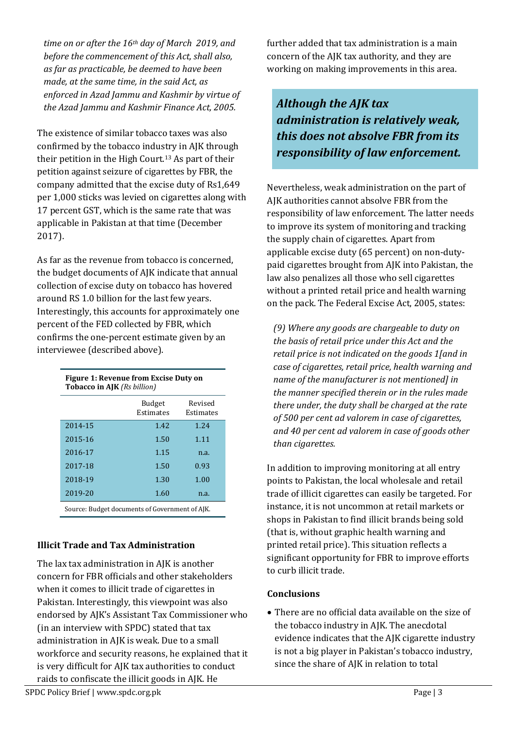*time on or after the 16th day of March 2019, and before the commencement of this Act, shall also, as far as practicable, be deemed to have been made, at the same time, in the said Act, as enforced in Azad Jammu and Kashmir by virtue of the Azad Jammu and Kashmir Finance Act, 2005.*

The existence of similar tobacco taxes was also confirmed by the tobacco industry in AJK through their petition in the High Court.[13] As part of their petition against seizure of cigarettes by FBR, the company admitted that the excise duty of Rs1,649 per 1,000 sticks was levied on cigarettes along with 17 percent GST, which is the same rate that was applicable in Pakistan at that time (December 2017).

As far as the revenue from tobacco is concerned, the budget documents of AJK indicate that annual collection of excise duty on tobacco has hovered around RS 1.0 billion for the last few years. Interestingly, this accounts for approximately one percent of the FED collected by FBR, which confirms the one-percent estimate given by an interviewee (described above).

**Figure 1: Revenue from Excise Duty on Tobacco in AJK** *(Rs billion)*

| | Budget Estimates | Revised Estimates |
|---|---|---|
| 2014-15 | 1.42 | 1.24 |
| 2015-16 | 1.50 | 1.11 |
| 2016-17 | 1.15 | n.a. |
| 2017-18 | 1.50 | 0.93 |
| 2018-19 | 1.30 | 1.00 |
| 2019-20 | 1.60 | n.a. |

Source: Budget documents of Government of AJK.

### Illicit Trade and Tax Administration

The lax tax administration in AJK is another concern for FBR officials and other stakeholders when it comes to illicit trade of cigarettes in Pakistan. Interestingly, this viewpoint was also endorsed by AJK's Assistant Tax Commissioner who (in an interview with SPDC) stated that tax administration in AJK is weak. Due to a small workforce and security reasons, he explained that it is very difficult for AJK tax authorities to conduct raids to confiscate the illicit goods in AJK. He further added that tax administration is a main concern of the AJK tax authority, and they are working on making improvements in this area.

> ***Although the AJK tax administration is relatively weak, this does not absolve FBR from its responsibility of law enforcement.***

Nevertheless, weak administration on the part of AJK authorities cannot absolve FBR from the responsibility of law enforcement. The latter needs to improve its system of monitoring and tracking the supply chain of cigarettes. Apart from applicable excise duty (65 percent) on non-duty-paid cigarettes brought from AJK into Pakistan, the law also penalizes all those who sell cigarettes without a printed retail price and health warning on the pack. The Federal Excise Act, 2005, states:

*(9) Where any goods are chargeable to duty on the basis of retail price under this Act and the retail price is not indicated on the goods 1[and in case of cigarettes, retail price, health warning and name of the manufacturer is not mentioned] in the manner specified therein or in the rules made there under, the duty shall be charged at the rate of 500 per cent ad valorem in case of cigarettes, and 40 per cent ad valorem in case of goods other than cigarettes.*

In addition to improving monitoring at all entry points to Pakistan, the local wholesale and retail trade of illicit cigarettes can easily be targeted. For instance, it is not uncommon at retail markets or shops in Pakistan to find illicit brands being sold (that is, without graphic health warning and printed retail price). This situation reflects a significant opportunity for FBR to improve efforts to curb illicit trade.

### Conclusions

- There are no official data available on the size of the tobacco industry in AJK. The anecdotal evidence indicates that the AJK cigarette industry is not a big player in Pakistan's tobacco industry, since the share of AJK in relation to total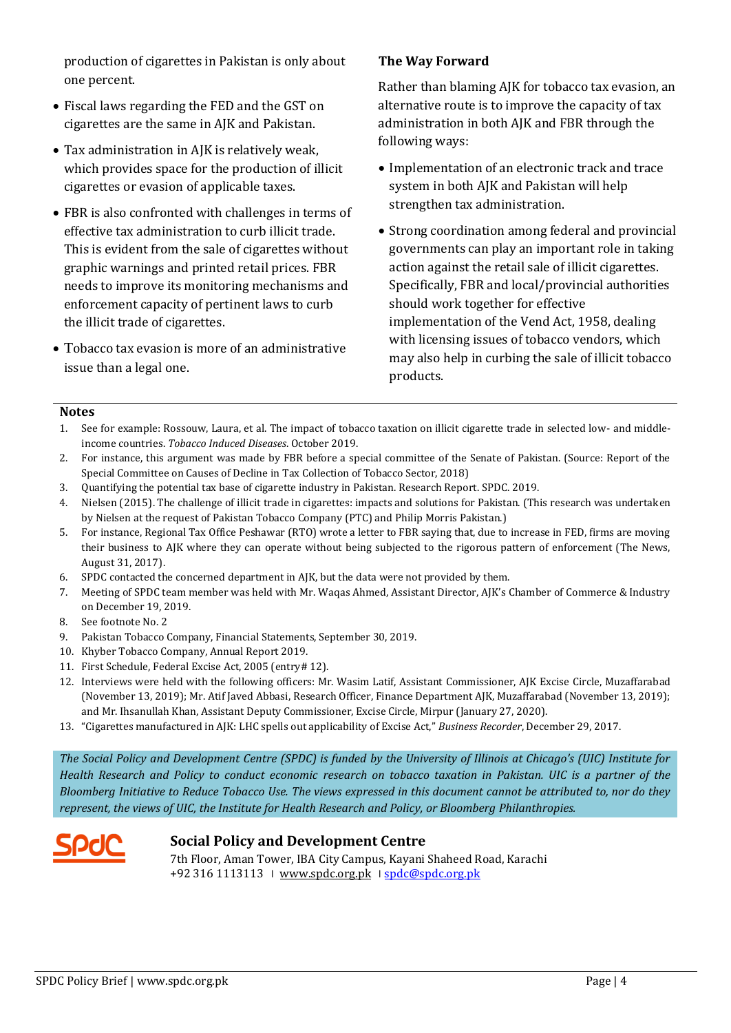production of cigarettes in Pakistan is only about one percent.

- Fiscal laws regarding the FED and the GST on cigarettes are the same in AJK and Pakistan.
- Tax administration in AJK is relatively weak, which provides space for the production of illicit cigarettes or evasion of applicable taxes.
- FBR is also confronted with challenges in terms of effective tax administration to curb illicit trade. This is evident from the sale of cigarettes without graphic warnings and printed retail prices. FBR needs to improve its monitoring mechanisms and enforcement capacity of pertinent laws to curb the illicit trade of cigarettes.
- Tobacco tax evasion is more of an administrative issue than a legal one.

## The Way Forward

Rather than blaming AJK for tobacco tax evasion, an alternative route is to improve the capacity of tax administration in both AJK and FBR through the following ways:

- Implementation of an electronic track and trace system in both AJK and Pakistan will help strengthen tax administration.
- Strong coordination among federal and provincial governments can play an important role in taking action against the retail sale of illicit cigarettes. Specifically, FBR and local/provincial authorities should work together for effective implementation of the Vend Act, 1958, dealing with licensing issues of tobacco vendors, which may also help in curbing the sale of illicit tobacco products.

### Notes

1. See for example: Rossouw, Laura, et al. The impact of tobacco taxation on illicit cigarette trade in selected low- and middle-income countries. *Tobacco Induced Diseases*. October 2019.
2. For instance, this argument was made by FBR before a special committee of the Senate of Pakistan. (Source: Report of the Special Committee on Causes of Decline in Tax Collection of Tobacco Sector, 2018)
3. Quantifying the potential tax base of cigarette industry in Pakistan. Research Report. SPDC. 2019.
4. Nielsen (2015). The challenge of illicit trade in cigarettes: impacts and solutions for Pakistan. (This research was undertaken by Nielsen at the request of Pakistan Tobacco Company (PTC) and Philip Morris Pakistan.)
5. For instance, Regional Tax Office Peshawar (RTO) wrote a letter to FBR saying that, due to increase in FED, firms are moving their business to AJK where they can operate without being subjected to the rigorous pattern of enforcement (The News, August 31, 2017).
6. SPDC contacted the concerned department in AJK, but the data were not provided by them.
7. Meeting of SPDC team member was held with Mr. Waqas Ahmed, Assistant Director, AJK's Chamber of Commerce & Industry on December 19, 2019.
8. See footnote No. 2
9. Pakistan Tobacco Company, Financial Statements, September 30, 2019.
10. Khyber Tobacco Company, Annual Report 2019.
11. First Schedule, Federal Excise Act, 2005 (entry# 12).
12. Interviews were held with the following officers: Mr. Wasim Latif, Assistant Commissioner, AJK Excise Circle, Muzaffarabad (November 13, 2019); Mr. Atif Javed Abbasi, Research Officer, Finance Department AJK, Muzaffarabad (November 13, 2019); and Mr. Ihsanullah Khan, Assistant Deputy Commissioner, Excise Circle, Mirpur (January 27, 2020).
13. "Cigarettes manufactured in AJK: LHC spells out applicability of Excise Act," *Business Recorder*, December 29, 2017.

*The Social Policy and Development Centre (SPDC) is funded by the University of Illinois at Chicago's (UIC) Institute for Health Research and Policy to conduct economic research on tobacco taxation in Pakistan. UIC is a partner of the Bloomberg Initiative to Reduce Tobacco Use. The views expressed in this document cannot be attributed to, nor do they represent, the views of UIC, the Institute for Health Research and Policy, or Bloomberg Philanthropies.*

SPDC

**Social Policy and Development Centre**
7th Floor, Aman Tower, IBA City Campus, Kayani Shaheed Road, Karachi
+92 316 1113113 | www.spdc.org.pk | spdc@spdc.org.pk